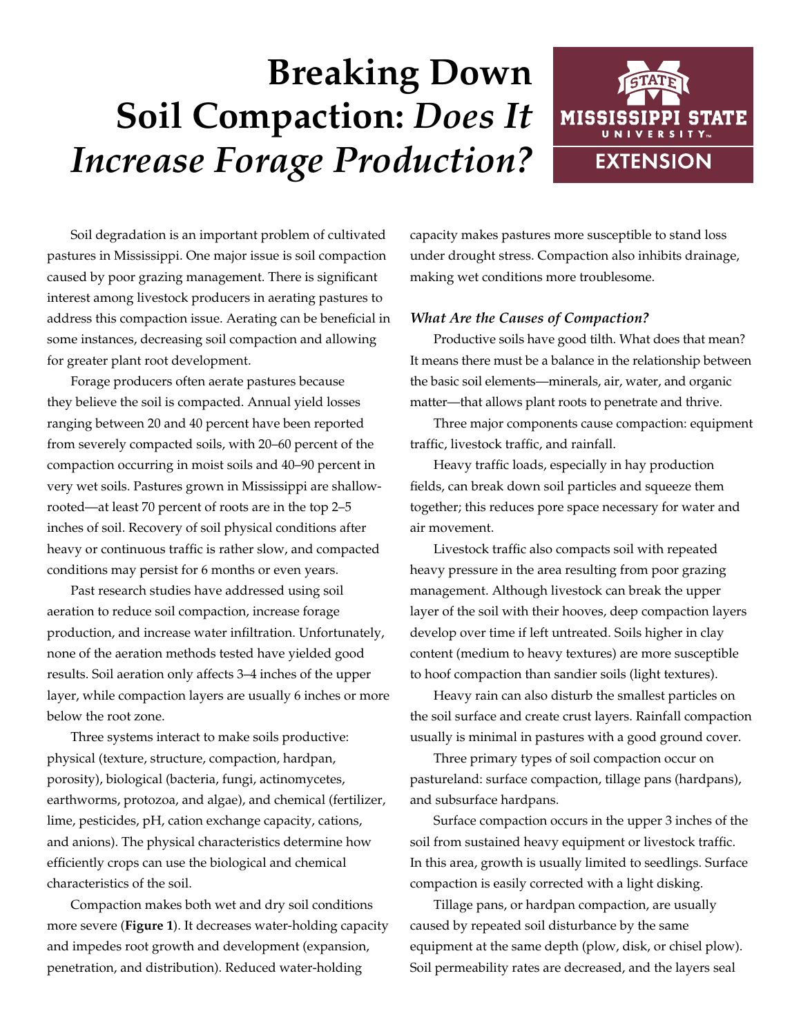# Breaking Down Soil Compaction: *Does It Increase Forage Production?*

Soil degradation is an important problem of cultivated pastures in Mississippi. One major issue is soil compaction caused by poor grazing management. There is significant interest among livestock producers in aerating pastures to address this compaction issue. Aerating can be beneficial in some instances, decreasing soil compaction and allowing for greater plant root development.

Forage producers often aerate pastures because they believe the soil is compacted. Annual yield losses ranging between 20 and 40 percent have been reported from severely compacted soils, with 20–60 percent of the compaction occurring in moist soils and 40–90 percent in very wet soils. Pastures grown in Mississippi are shallow-rooted—at least 70 percent of roots are in the top 2–5 inches of soil. Recovery of soil physical conditions after heavy or continuous traffic is rather slow, and compacted conditions may persist for 6 months or even years.

Past research studies have addressed using soil aeration to reduce soil compaction, increase forage production, and increase water infiltration. Unfortunately, none of the aeration methods tested have yielded good results. Soil aeration only affects 3–4 inches of the upper layer, while compaction layers are usually 6 inches or more below the root zone.

Three systems interact to make soils productive: physical (texture, structure, compaction, hardpan, porosity), biological (bacteria, fungi, actinomycetes, earthworms, protozoa, and algae), and chemical (fertilizer, lime, pesticides, pH, cation exchange capacity, cations, and anions). The physical characteristics determine how efficiently crops can use the biological and chemical characteristics of the soil.

Compaction makes both wet and dry soil conditions more severe (**Figure 1**). It decreases water-holding capacity and impedes root growth and development (expansion, penetration, and distribution). Reduced water-holding capacity makes pastures more susceptible to stand loss under drought stress. Compaction also inhibits drainage, making wet conditions more troublesome.

### *What Are the Causes of Compaction?*

Productive soils have good tilth. What does that mean? It means there must be a balance in the relationship between the basic soil elements—minerals, air, water, and organic matter—that allows plant roots to penetrate and thrive.

Three major components cause compaction: equipment traffic, livestock traffic, and rainfall.

Heavy traffic loads, especially in hay production fields, can break down soil particles and squeeze them together; this reduces pore space necessary for water and air movement.

Livestock traffic also compacts soil with repeated heavy pressure in the area resulting from poor grazing management. Although livestock can break the upper layer of the soil with their hooves, deep compaction layers develop over time if left untreated. Soils higher in clay content (medium to heavy textures) are more susceptible to hoof compaction than sandier soils (light textures).

Heavy rain can also disturb the smallest particles on the soil surface and create crust layers. Rainfall compaction usually is minimal in pastures with a good ground cover.

Three primary types of soil compaction occur on pastureland: surface compaction, tillage pans (hardpans), and subsurface hardpans.

Surface compaction occurs in the upper 3 inches of the soil from sustained heavy equipment or livestock traffic. In this area, growth is usually limited to seedlings. Surface compaction is easily corrected with a light disking.

Tillage pans, or hardpan compaction, are usually caused by repeated soil disturbance by the same equipment at the same depth (plow, disk, or chisel plow). Soil permeability rates are decreased, and the layers seal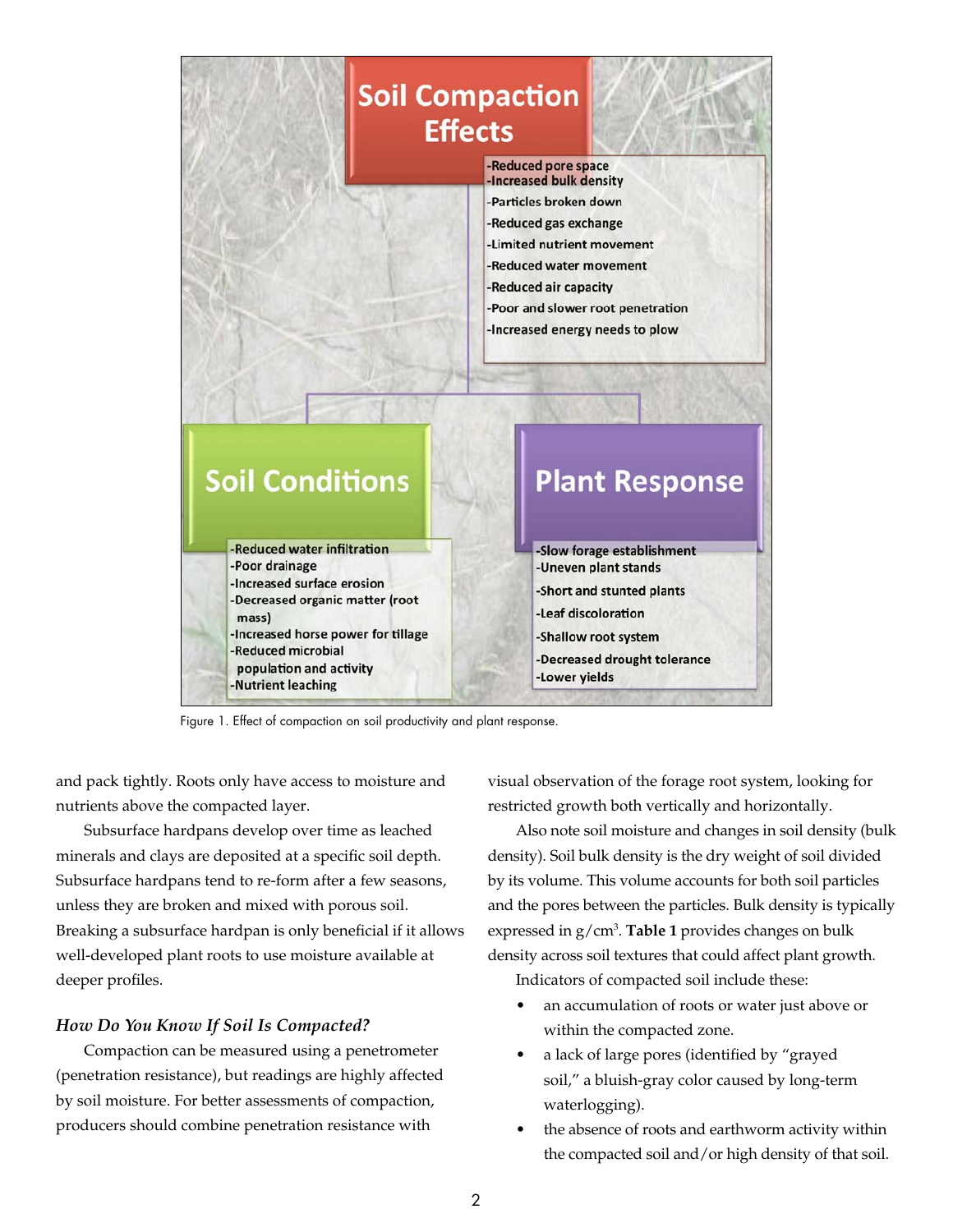**Soil Compaction Effects**

- Reduced pore space
- Increased bulk density
- Particles broken down
- Reduced gas exchange
- Limited nutrient movement
- Reduced water movement
- Reduced air capacity
- Poor and slower root penetration
- Increased energy needs to plow

**Soil Conditions**

- Reduced water infiltration
- Poor drainage
- Increased surface erosion
- Decreased organic matter (root mass)
- Increased horse power for tillage
- Reduced microbial population and activity
- Nutrient leaching

**Plant Response**

- Slow forage establishment
- Uneven plant stands
- Short and stunted plants
- Leaf discoloration
- Shallow root system
- Decreased drought tolerance
- Lower yields

Figure 1. Effect of compaction on soil productivity and plant response.

and pack tightly. Roots only have access to moisture and nutrients above the compacted layer.

Subsurface hardpans develop over time as leached minerals and clays are deposited at a specific soil depth. Subsurface hardpans tend to re-form after a few seasons, unless they are broken and mixed with porous soil. Breaking a subsurface hardpan is only beneficial if it allows well-developed plant roots to use moisture available at deeper profiles.

### *How Do You Know If Soil Is Compacted?*

Compaction can be measured using a penetrometer (penetration resistance), but readings are highly affected by soil moisture. For better assessments of compaction, producers should combine penetration resistance with visual observation of the forage root system, looking for restricted growth both vertically and horizontally.

Also note soil moisture and changes in soil density (bulk density). Soil bulk density is the dry weight of soil divided by its volume. This volume accounts for both soil particles and the pores between the particles. Bulk density is typically expressed in $g/cm^3$. **Table 1** provides changes on bulk density across soil textures that could affect plant growth.

Indicators of compacted soil include these:

- an accumulation of roots or water just above or within the compacted zone.
- a lack of large pores (identified by "grayed soil," a bluish-gray color caused by long-term waterlogging).
- the absence of roots and earthworm activity within the compacted soil and/or high density of that soil.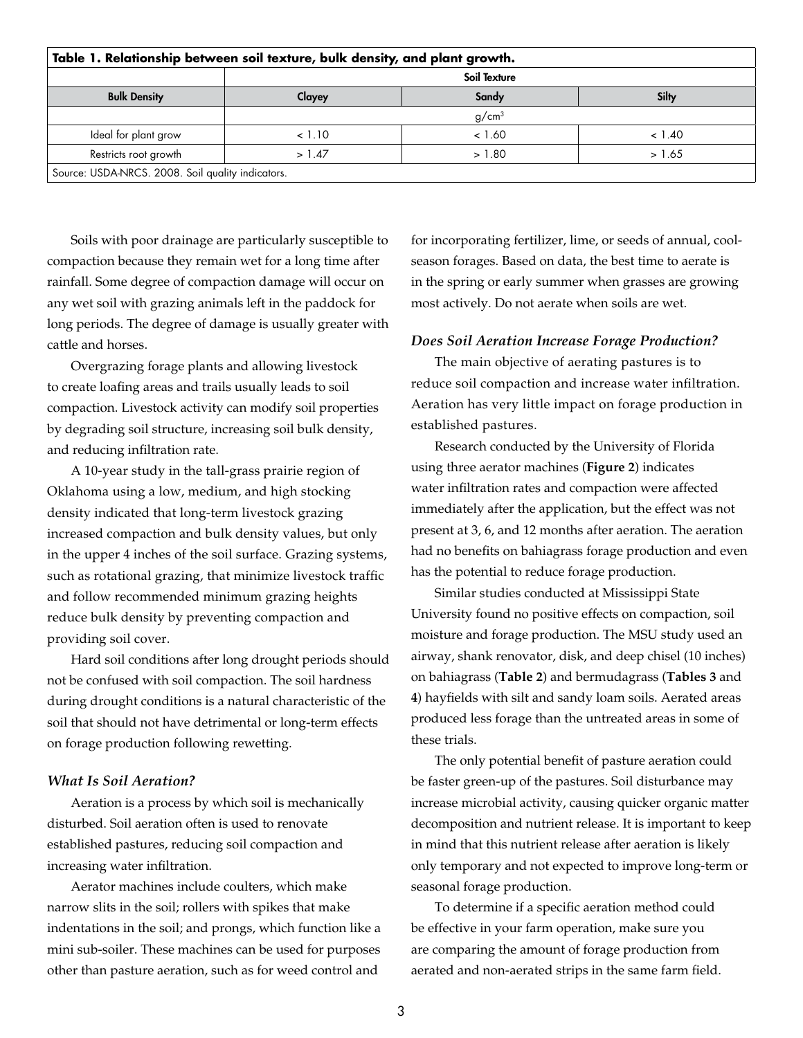**Table 1. Relationship between soil texture, bulk density, and plant growth.**

| | Soil Texture | | |
|---|---|---|---|
| **Bulk Density** | **Clayey** | **Sandy** | **Silty** |
| | g/cm$^3$ | | |
| Ideal for plant grow | < 1.10 | < 1.60 | < 1.40 |
| Restricts root growth | > 1.47 | > 1.80 | > 1.65 |

Source: USDA-NRCS. 2008. Soil quality indicators.

Soils with poor drainage are particularly susceptible to compaction because they remain wet for a long time after rainfall. Some degree of compaction damage will occur on any wet soil with grazing animals left in the paddock for long periods. The degree of damage is usually greater with cattle and horses.

Overgrazing forage plants and allowing livestock to create loafing areas and trails usually leads to soil compaction. Livestock activity can modify soil properties by degrading soil structure, increasing soil bulk density, and reducing infiltration rate.

A 10-year study in the tall-grass prairie region of Oklahoma using a low, medium, and high stocking density indicated that long-term livestock grazing increased compaction and bulk density values, but only in the upper 4 inches of the soil surface. Grazing systems, such as rotational grazing, that minimize livestock traffic and follow recommended minimum grazing heights reduce bulk density by preventing compaction and providing soil cover.

Hard soil conditions after long drought periods should not be confused with soil compaction. The soil hardness during drought conditions is a natural characteristic of the soil that should not have detrimental or long-term effects on forage production following rewetting.

### *What Is Soil Aeration?*

Aeration is a process by which soil is mechanically disturbed. Soil aeration often is used to renovate established pastures, reducing soil compaction and increasing water infiltration.

Aerator machines include coulters, which make narrow slits in the soil; rollers with spikes that make indentations in the soil; and prongs, which function like a mini sub-soiler. These machines can be used for purposes other than pasture aeration, such as for weed control and for incorporating fertilizer, lime, or seeds of annual, cool-season forages. Based on data, the best time to aerate is in the spring or early summer when grasses are growing most actively. Do not aerate when soils are wet.

### *Does Soil Aeration Increase Forage Production?*

The main objective of aerating pastures is to reduce soil compaction and increase water infiltration. Aeration has very little impact on forage production in established pastures.

Research conducted by the University of Florida using three aerator machines (**Figure 2**) indicates water infiltration rates and compaction were affected immediately after the application, but the effect was not present at 3, 6, and 12 months after aeration. The aeration had no benefits on bahiagrass forage production and even has the potential to reduce forage production.

Similar studies conducted at Mississippi State University found no positive effects on compaction, soil moisture and forage production. The MSU study used an airway, shank renovator, disk, and deep chisel (10 inches) on bahiagrass (**Table 2**) and bermudagrass (**Tables 3** and **4**) hayfields with silt and sandy loam soils. Aerated areas produced less forage than the untreated areas in some of these trials.

The only potential benefit of pasture aeration could be faster green-up of the pastures. Soil disturbance may increase microbial activity, causing quicker organic matter decomposition and nutrient release. It is important to keep in mind that this nutrient release after aeration is likely only temporary and not expected to improve long-term or seasonal forage production.

To determine if a specific aeration method could be effective in your farm operation, make sure you are comparing the amount of forage production from aerated and non-aerated strips in the same farm field.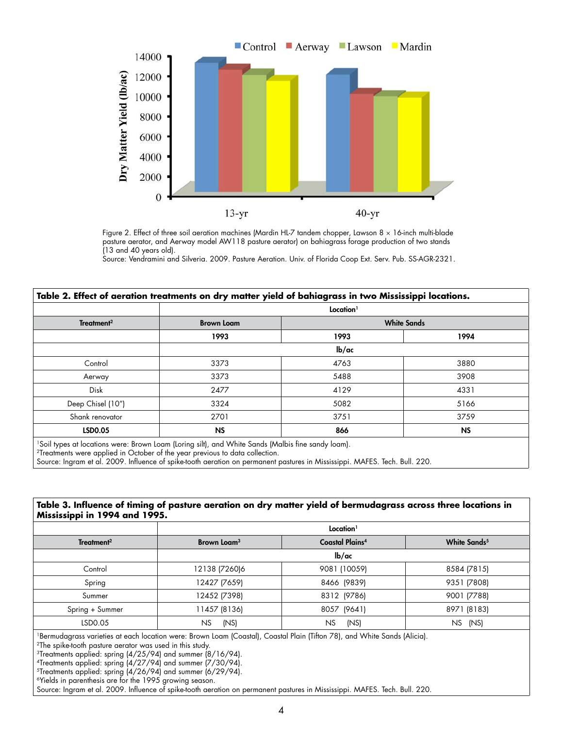Figure 2. Effect of three soil aeration machines (Mardin HL-7 tandem chopper, Lawson 8 × 16-inch multi-blade pasture aerator, and Aerway model AW118 pasture aerator) on bahiagrass forage production of two stands (13 and 40 years old).
Source: Vendramini and Silveria. 2009. Pasture Aeration. Univ. of Florida Coop Ext. Serv. Pub. SS-AGR-2321.

**Table 2. Effect of aeration treatments on dry matter yield of bahiagrass in two Mississippi locations.**

| | Location[1] | | |
|---|---|---|---|
| Treatment[2] | Brown Loam | White Sands | |
| | 1993 | 1993 | 1994 |
| | lb/ac | | |
| Control | 3373 | 4763 | 3880 |
| Aerway | 3373 | 5488 | 3908 |
| Disk | 2477 | 4129 | 4331 |
| Deep Chisel (10") | 3324 | 5082 | 5166 |
| Shank renovator | 2701 | 3751 | 3759 |
| **LSD0.05** | **NS** | **866** | **NS** |

[1]Soil types at locations were: Brown Loam (Loring silt), and White Sands (Malbis fine sandy loam).
[2]Treatments were applied in October of the year previous to data collection.
Source: Ingram et al. 2009. Influence of spike-tooth aeration on permanent pastures in Mississippi. MAFES. Tech. Bull. 220.

**Table 3. Influence of timing of pasture aeration on dry matter yield of bermudagrass across three locations in Mississippi in 1994 and 1995.**

| | Location[1] | | |
|---|---|---|---|
| Treatment[2] | Brown Loam[3] | Coastal Plains[4] | White Sands[5] |
| | lb/ac | | |
| Control | 12138 (7260)6 | 9081 (10059) | 8584 (7815) |
| Spring | 12427 (7659) | 8466 (9839) | 9351 (7808) |
| Summer | 12452 (7398) | 8312 (9786) | 9001 (7788) |
| Spring + Summer | 11457 (8136) | 8057 (9641) | 8971 (8183) |
| LSD0.05 | NS (NS) | NS (NS) | NS (NS) |

[1]Bermudagrass varieties at each location were: Brown Loam (Coastal), Coastal Plain (Tifton 78), and White Sands (Alicia).
[2]The spike-tooth pasture aerator was used in this study.
[3]Treatments applied: spring (4/25/94) and summer (8/16/94).
[4]Treatments applied: spring (4/27/94) and summer (7/30/94).
[5]Treatments applied: spring (4/26/94) and summer (6/29/94).
[6]Yields in parenthesis are for the 1995 growing season.
Source: Ingram et al. 2009. Influence of spike-tooth aeration on permanent pastures in Mississippi. MAFES. Tech. Bull. 220.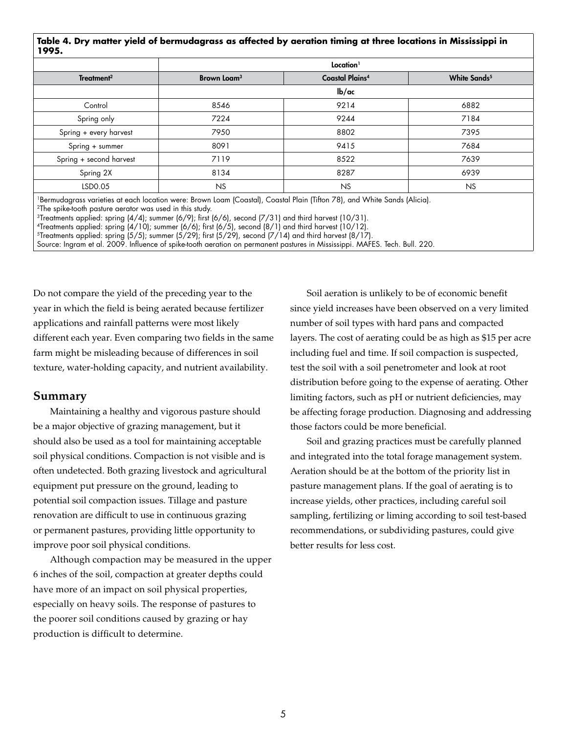**Table 4. Dry matter yield of bermudagrass as affected by aeration timing at three locations in Mississippi in 1995.**

| Treatment[2] | Location[1] | | |
|---|---|---|---|
| | Brown Loam[3] | Coastal Plains[4] | White Sands[5] |
| | lb/ac | | |
| Control | 8546 | 9214 | 6882 |
| Spring only | 7224 | 9244 | 7184 |
| Spring + every harvest | 7950 | 8802 | 7395 |
| Spring + summer | 8091 | 9415 | 7684 |
| Spring + second harvest | 7119 | 8522 | 7639 |
| Spring 2X | 8134 | 8287 | 6939 |
| LSD0.05 | NS | NS | NS |

[1]Bermudagrass varieties at each location were: Brown Loam (Coastal), Coastal Plain (Tifton 78), and White Sands (Alicia).
[2]The spike-tooth pasture aerator was used in this study.
[3]Treatments applied: spring (4/4); summer (6/9); first (6/6), second (7/31) and third harvest (10/31).
[4]Treatments applied: spring (4/10); summer (6/6); first (6/5), second (8/1) and third harvest (10/12).
[5]Treatments applied: spring (5/5); summer (5/29); first (5/29), second (7/14) and third harvest (8/17).
Source: Ingram et al. 2009. Influence of spike-tooth aeration on permanent pastures in Mississippi. MAFES. Tech. Bull. 220.

Do not compare the yield of the preceding year to the year in which the field is being aerated because fertilizer applications and rainfall patterns were most likely different each year. Even comparing two fields in the same farm might be misleading because of differences in soil texture, water-holding capacity, and nutrient availability.

## Summary

Maintaining a healthy and vigorous pasture should be a major objective of grazing management, but it should also be used as a tool for maintaining acceptable soil physical conditions. Compaction is not visible and is often undetected. Both grazing livestock and agricultural equipment put pressure on the ground, leading to potential soil compaction issues. Tillage and pasture renovation are difficult to use in continuous grazing or permanent pastures, providing little opportunity to improve poor soil physical conditions.

Although compaction may be measured in the upper 6 inches of the soil, compaction at greater depths could have more of an impact on soil physical properties, especially on heavy soils. The response of pastures to the poorer soil conditions caused by grazing or hay production is difficult to determine.

Soil aeration is unlikely to be of economic benefit since yield increases have been observed on a very limited number of soil types with hard pans and compacted layers. The cost of aerating could be as high as $15 per acre including fuel and time. If soil compaction is suspected, test the soil with a soil penetrometer and look at root distribution before going to the expense of aerating. Other limiting factors, such as pH or nutrient deficiencies, may be affecting forage production. Diagnosing and addressing those factors could be more beneficial.

Soil and grazing practices must be carefully planned and integrated into the total forage management system. Aeration should be at the bottom of the priority list in pasture management plans. If the goal of aerating is to increase yields, other practices, including careful soil sampling, fertilizing or liming according to soil test-based recommendations, or subdividing pastures, could give better results for less cost.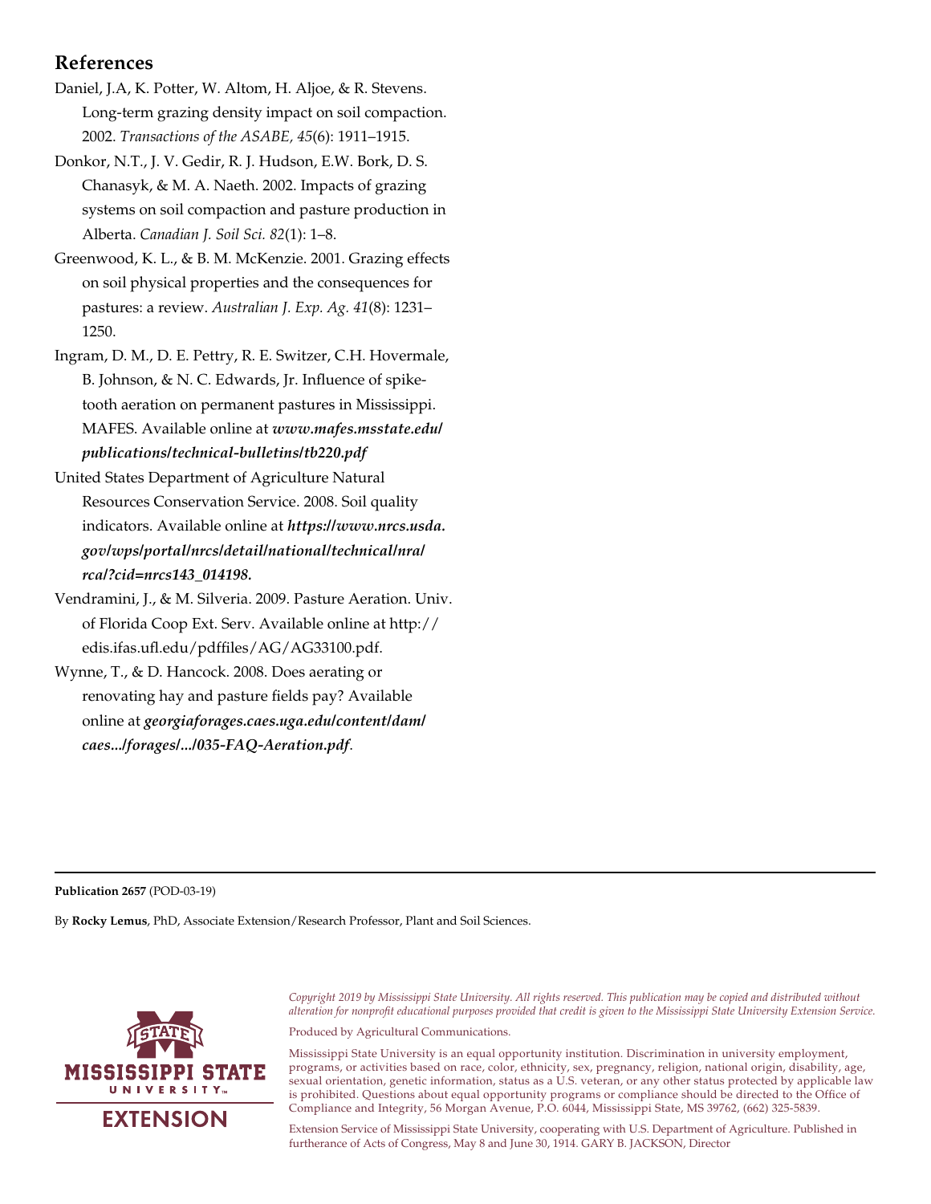## References

Daniel, J.A, K. Potter, W. Altom, H. Aljoe, & R. Stevens. Long-term grazing density impact on soil compaction. 2002. *Transactions of the ASABE*, *45*(6): 1911–1915.

Donkor, N.T., J. V. Gedir, R. J. Hudson, E.W. Bork, D. S. Chanasyk, & M. A. Naeth. 2002. Impacts of grazing systems on soil compaction and pasture production in Alberta. *Canadian J. Soil Sci. 82*(1): 1–8.

Greenwood, K. L., & B. M. McKenzie. 2001. Grazing effects on soil physical properties and the consequences for pastures: a review. *Australian J. Exp. Ag. 41*(8): 1231–1250.

Ingram, D. M., D. E. Pettry, R. E. Switzer, C.H. Hovermale, B. Johnson, & N. C. Edwards, Jr. Influence of spike-tooth aeration on permanent pastures in Mississippi. MAFES. Available online at ***www.mafes.msstate.edu/publications/technical-bulletins/tb220.pdf***

United States Department of Agriculture Natural Resources Conservation Service. 2008. Soil quality indicators. Available online at ***https://www.nrcs.usda.gov/wps/portal/nrcs/detail/national/technical/nra/rca/?cid=nrcs143_014198.***

Vendramini, J., & M. Silveria. 2009. Pasture Aeration. Univ. of Florida Coop Ext. Serv. Available online at http://edis.ifas.ufl.edu/pdffiles/AG/AG33100.pdf.

Wynne, T., & D. Hancock. 2008. Does aerating or renovating hay and pasture fields pay? Available online at ***georgiaforages.caes.uga.edu/content/dam/caes.../forages/.../035-FAQ-Aeration.pdf***.

---

**Publication 2657** (POD-03-19)

By **Rocky Lemus**, PhD, Associate Extension/Research Professor, Plant and Soil Sciences.

MISSISSIPPI STATE UNIVERSITY EXTENSION

*Copyright 2019 by Mississippi State University. All rights reserved. This publication may be copied and distributed without alteration for nonprofit educational purposes provided that credit is given to the Mississippi State University Extension Service.*

Produced by Agricultural Communications.

Mississippi State University is an equal opportunity institution. Discrimination in university employment, programs, or activities based on race, color, ethnicity, sex, pregnancy, religion, national origin, disability, age, sexual orientation, genetic information, status as a U.S. veteran, or any other status protected by applicable law is prohibited. Questions about equal opportunity programs or compliance should be directed to the Office of Compliance and Integrity, 56 Morgan Avenue, P.O. 6044, Mississippi State, MS 39762, (662) 325-5839.

Extension Service of Mississippi State University, cooperating with U.S. Department of Agriculture. Published in furtherance of Acts of Congress, May 8 and June 30, 1914. GARY B. JACKSON, Director